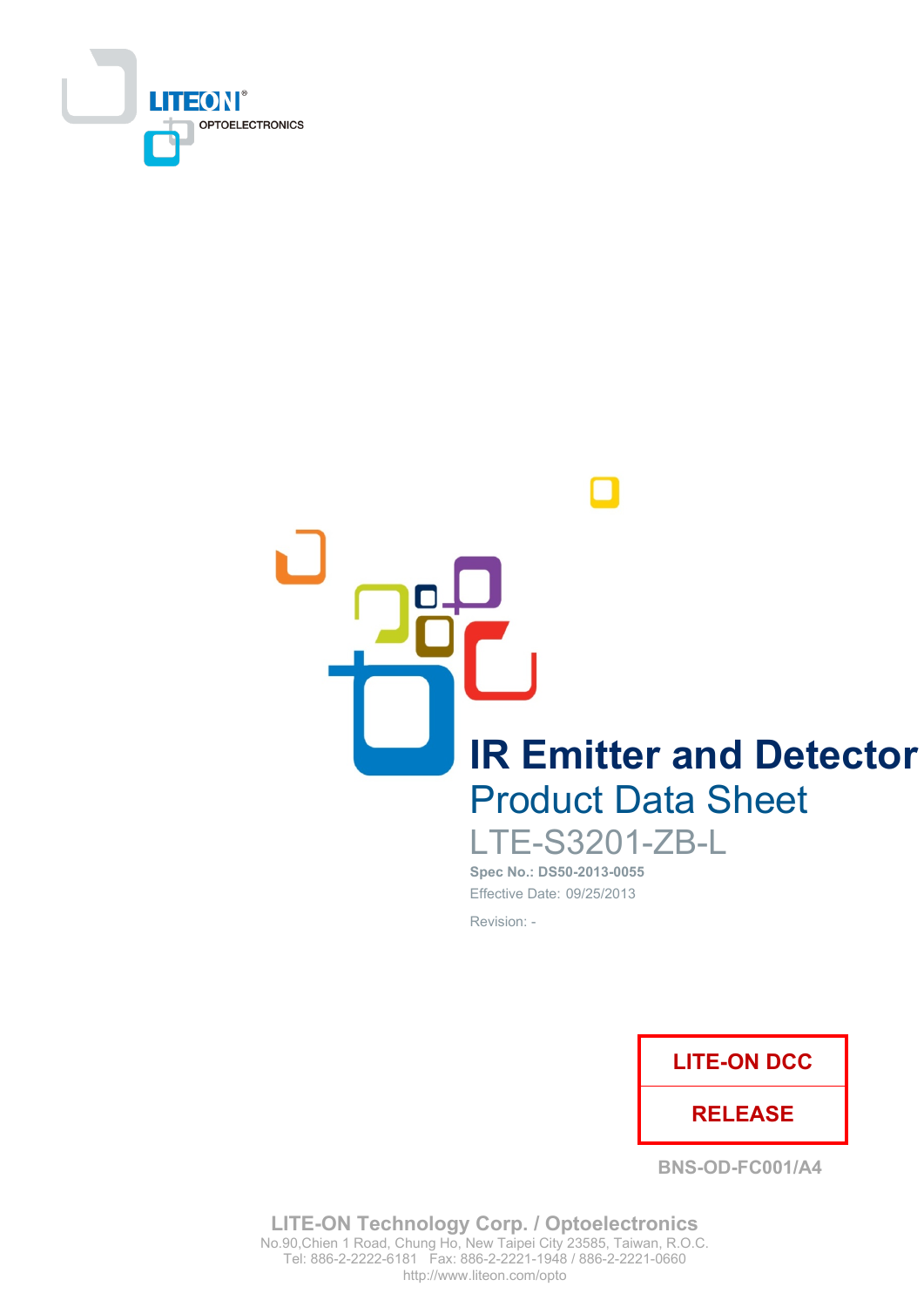LITEON® OPTOELECTRONICS

# IR Emitter and Detector

## Product Data Sheet

LTE-S3201-ZB-L

**Spec No.: DS50-2013-0055**

Effective Date: 09/25/2013

Revision: -

| LITE-ON DCC |
| --- |
| RELEASE |

BNS-OD-FC001/A4

**LITE-ON Technology Corp. / Optoelectronics**

No.90,Chien 1 Road, Chung Ho, New Taipei City 23585, Taiwan, R.O.C.

Tel: 886-2-2222-6181 Fax: 886-2-2221-1948 / 886-2-2221-0660

http://www.liteon.com/opto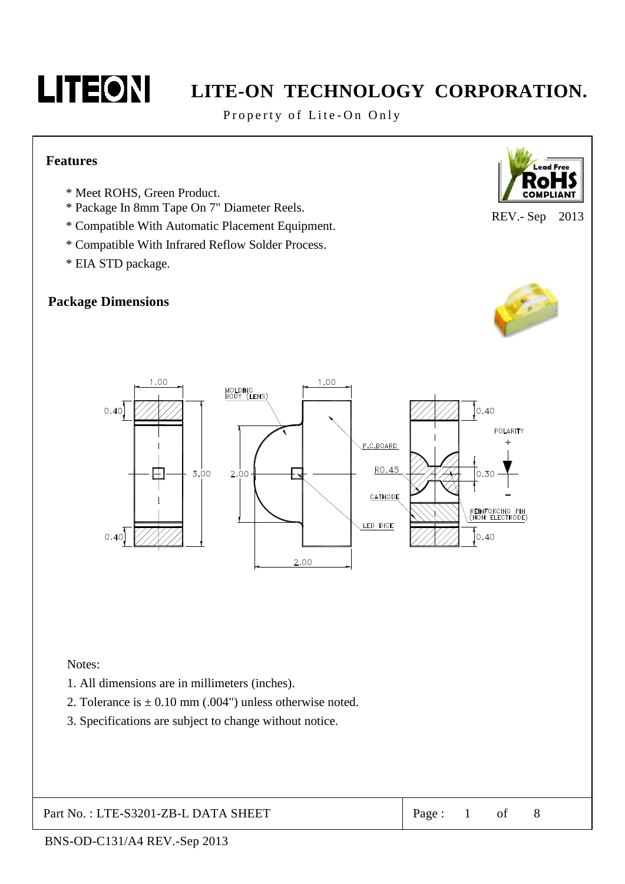## Features

- Meet ROHS, Green Product.
- Package In 8mm Tape On 7" Diameter Reels.
- Compatible With Automatic Placement Equipment.
- Compatible With Infrared Reflow Solder Process.
- EIA STD package.

REV.- Sep 2013

## Package Dimensions

Notes:

1. All dimensions are in millimeters (inches).
2. Tolerance is ± 0.10 mm (.004") unless otherwise noted.
3. Specifications are subject to change without notice.

Part No. : LTE-S3201-ZB-L DATA SHEET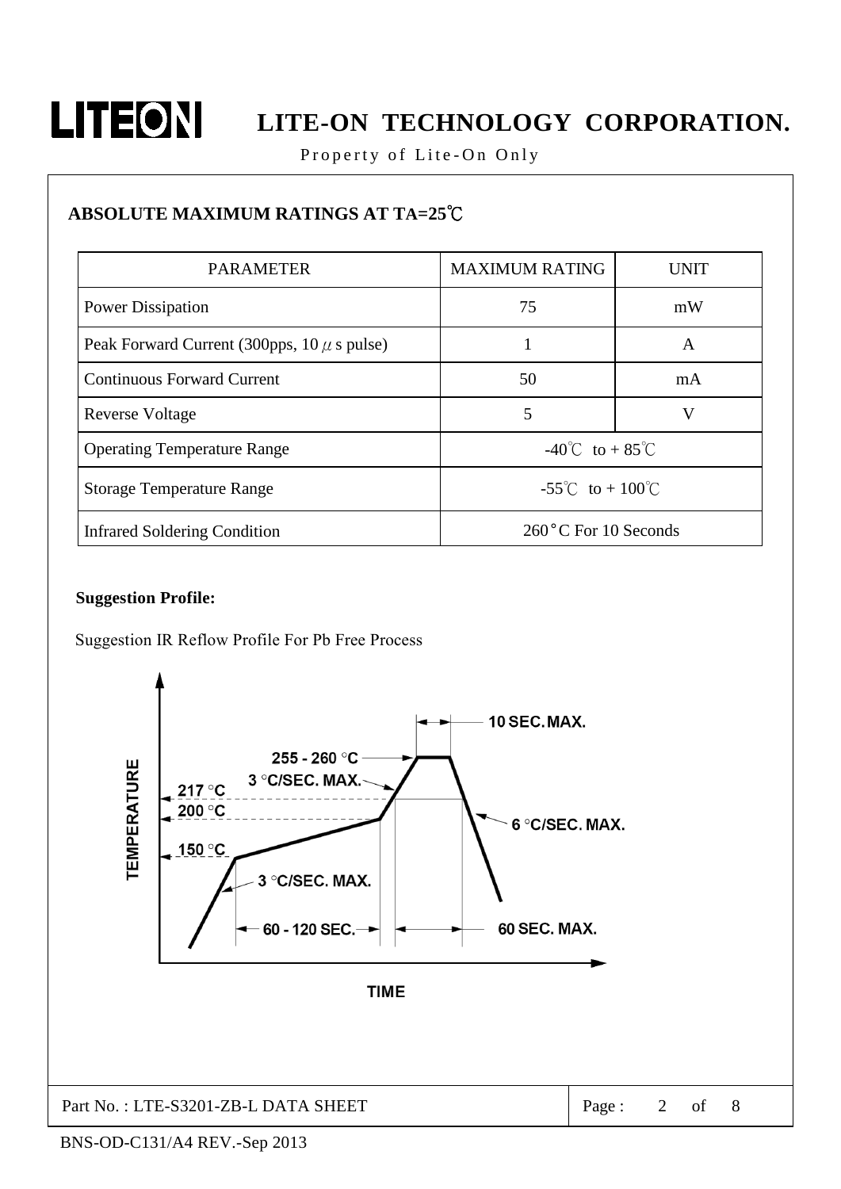## ABSOLUTE MAXIMUM RATINGS AT TA=25℃

| PARAMETER | MAXIMUM RATING | UNIT |
|---|---|---|
| Power Dissipation | 75 | mW |
| Peak Forward Current (300pps, 10 μs pulse) | 1 | A |
| Continuous Forward Current | 50 | mA |
| Reverse Voltage | 5 | V |
| Operating Temperature Range | -40℃ to + 85℃ | |
| Storage Temperature Range | -55℃ to + 100℃ | |
| Infrared Soldering Condition | 260°C For 10 Seconds | |

**Suggestion Profile:**

Suggestion IR Reflow Profile For Pb Free Process

TEMPERATURE

217 °C

200 °C

150 °C

255 - 260 °C

3 °C/SEC. MAX.

10 SEC. MAX.

6 °C/SEC. MAX.

3 °C/SEC. MAX.

60 - 120 SEC.

60 SEC. MAX.

TIME

Part No. : LTE-S3201-ZB-L DATA SHEET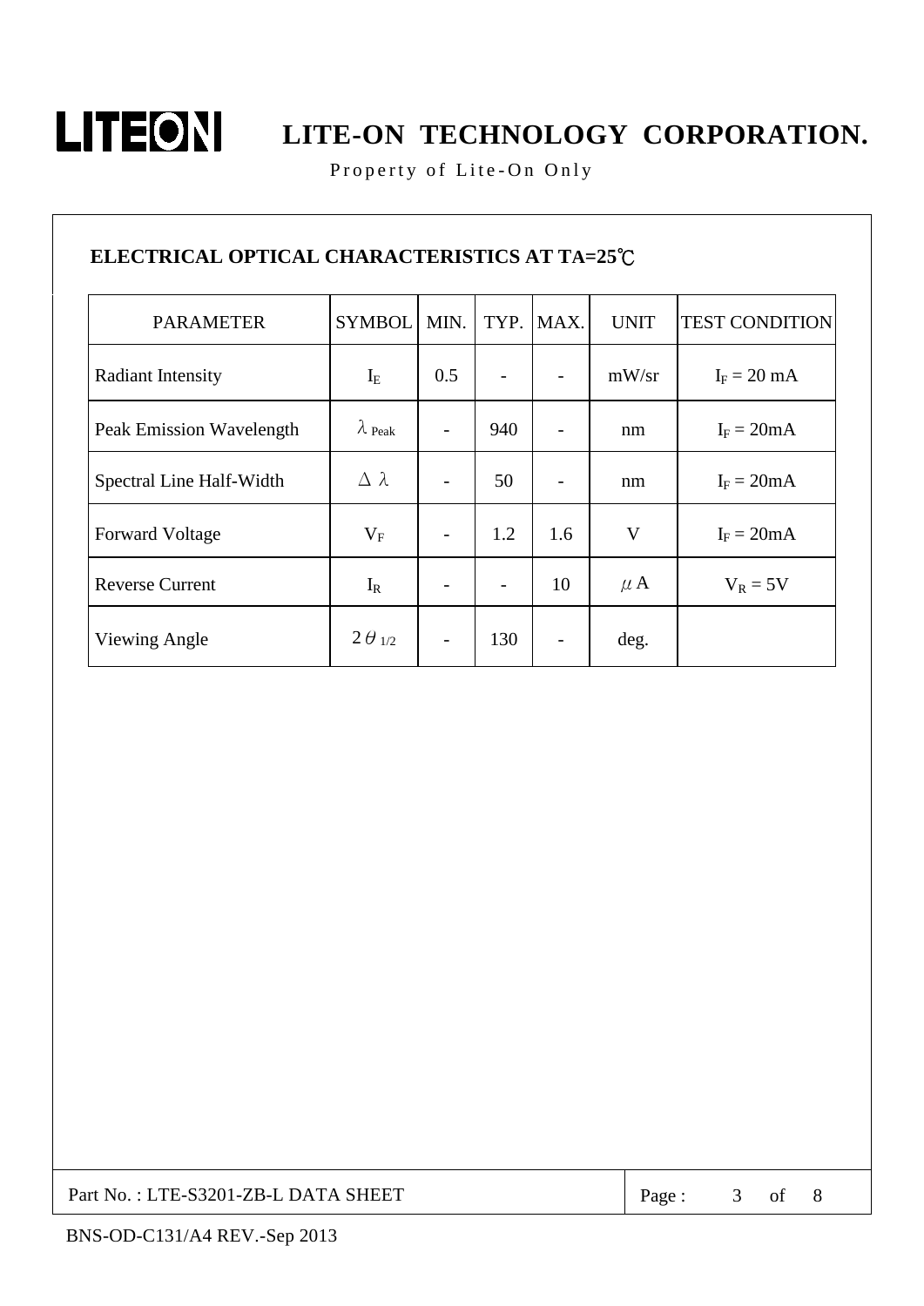## ELECTRICAL OPTICAL CHARACTERISTICS AT TA=25℃

| PARAMETER | SYMBOL | MIN. | TYP. | MAX. | UNIT | TEST CONDITION |
|---|---|---|---|---|---|---|
| Radiant Intensity | $I_E$ | 0.5 | - | - | mW/sr | $I_F$ = 20 mA |
| Peak Emission Wavelength | $\lambda_{Peak}$ | - | 940 | - | nm | $I_F$ = 20mA |
| Spectral Line Half-Width | $\Delta\lambda$ | - | 50 | - | nm | $I_F$ = 20mA |
| Forward Voltage | $V_F$ | - | 1.2 | 1.6 | V | $I_F$ = 20mA |
| Reverse Current | $I_R$ | - | - | 10 | $\mu$A | $V_R$ = 5V |
| Viewing Angle | $2\theta_{1/2}$ | - | 130 | - | deg. | |

Part No. : LTE-S3201-ZB-L DATA SHEET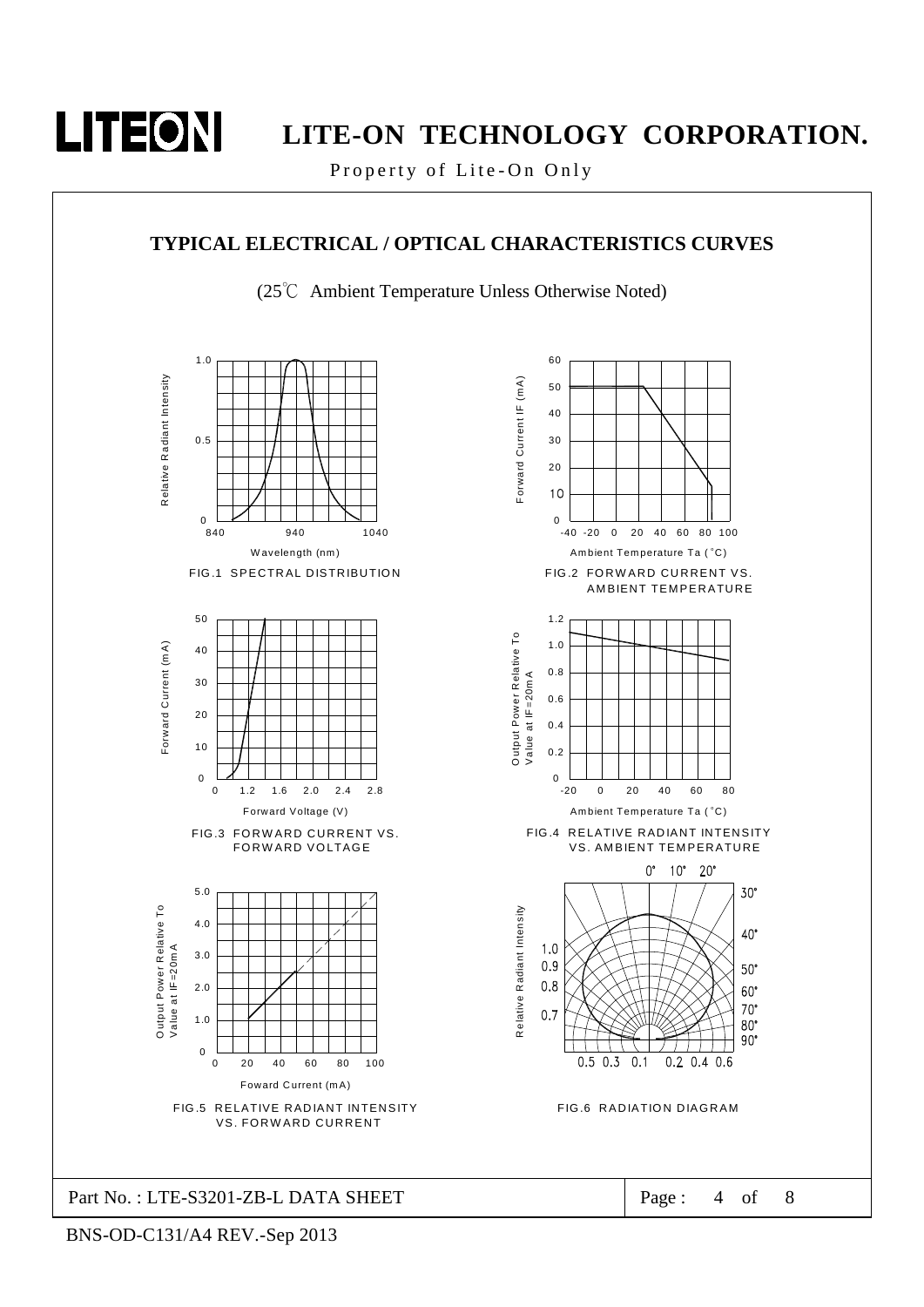## TYPICAL ELECTRICAL / OPTICAL CHARACTERISTICS CURVES

(25℃ Ambient Temperature Unless Otherwise Noted)

FIG.1 SPECTRAL DISTRIBUTION

FIG.2 FORWARD CURRENT VS. AMBIENT TEMPERATURE

FIG.3 FORWARD CURRENT VS. FORWARD VOLTAGE

FIG.4 RELATIVE RADIANT INTENSITY VS. AMBIENT TEMPERATURE

FIG.5 RELATIVE RADIANT INTENSITY VS. FORWARD CURRENT

FIG.6 RADIATION DIAGRAM

Part No. : LTE-S3201-ZB-L DATA SHEET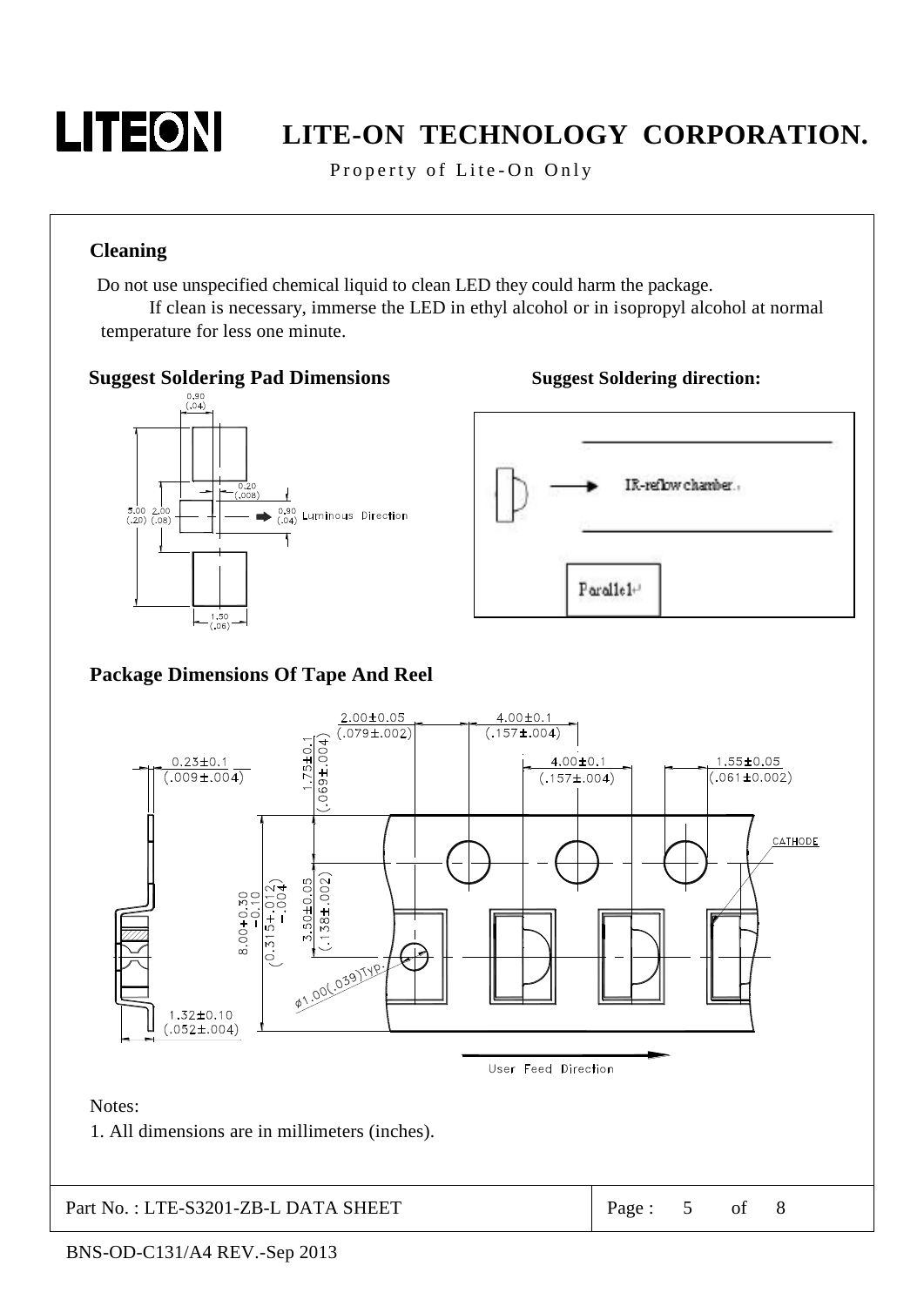## Cleaning

Do not use unspecified chemical liquid to clean LED they could harm the package.

If clean is necessary, immerse the LED in ethyl alcohol or in isopropyl alcohol at normal temperature for less one minute.

## Suggest Soldering Pad Dimensions

## Suggest Soldering direction:

## Package Dimensions Of Tape And Reel

Notes:

1. All dimensions are in millimeters (inches).

Part No. : LTE-S3201-ZB-L DATA SHEET

BNS-OD-C131/A4 REV.-Sep 2013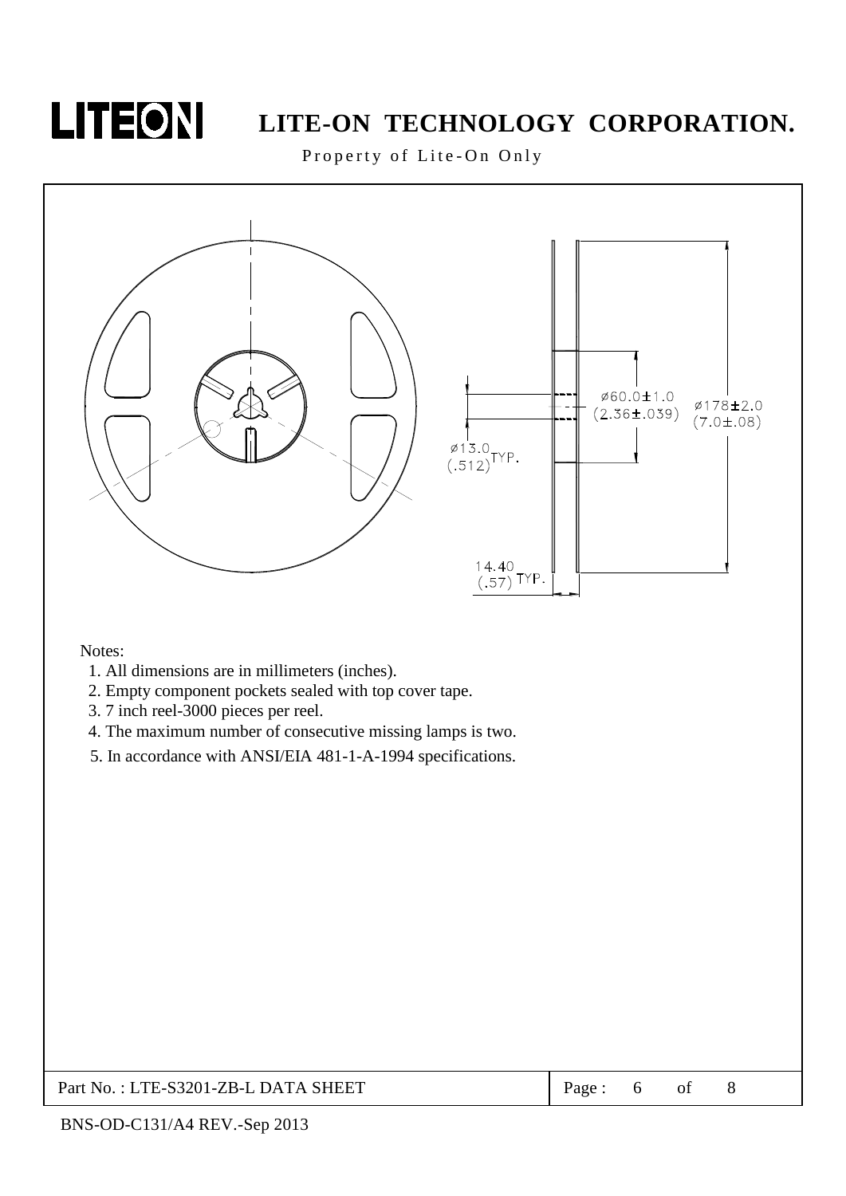ø60.0±1.0 (2.36±.039)

ø178±2.0 (7.0±.08)

ø13.0 (.512) TYP.

14.40 (.57) TYP.

Notes:

1. All dimensions are in millimeters (inches).
2. Empty component pockets sealed with top cover tape.
3. 7 inch reel-3000 pieces per reel.
4. The maximum number of consecutive missing lamps is two.
5. In accordance with ANSI/EIA 481-1-A-1994 specifications.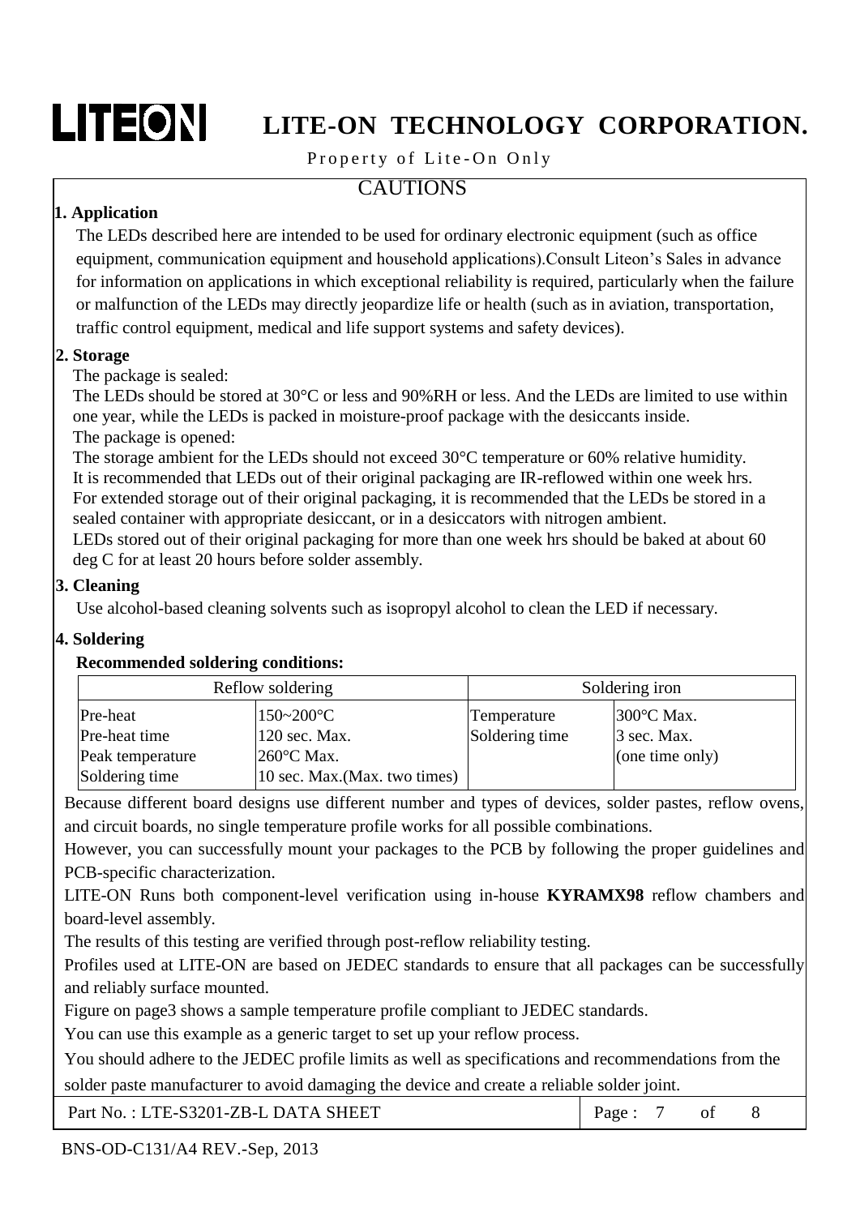# CAUTIONS

## 1. Application

The LEDs described here are intended to be used for ordinary electronic equipment (such as office equipment, communication equipment and household applications).Consult Liteon's Sales in advance for information on applications in which exceptional reliability is required, particularly when the failure or malfunction of the LEDs may directly jeopardize life or health (such as in aviation, transportation, traffic control equipment, medical and life support systems and safety devices).

## 2. Storage

The package is sealed:

The LEDs should be stored at 30°C or less and 90%RH or less. And the LEDs are limited to use within one year, while the LEDs is packed in moisture-proof package with the desiccants inside.

The package is opened:

The storage ambient for the LEDs should not exceed 30°C temperature or 60% relative humidity.

It is recommended that LEDs out of their original packaging are IR-reflowed within one week hrs.

For extended storage out of their original packaging, it is recommended that the LEDs be stored in a sealed container with appropriate desiccant, or in a desiccators with nitrogen ambient.

LEDs stored out of their original packaging for more than one week hrs should be baked at about 60 deg C for at least 20 hours before solder assembly.

## 3. Cleaning

Use alcohol-based cleaning solvents such as isopropyl alcohol to clean the LED if necessary.

## 4. Soldering

**Recommended soldering conditions:**

| Reflow soldering | | Soldering iron | |
|---|---|---|---|
| Pre-heat | 150~200°C | Temperature | 300°C Max. |
| Pre-heat time | 120 sec. Max. | Soldering time | 3 sec. Max. |
| Peak temperature | 260°C Max. | | (one time only) |
| Soldering time | 10 sec. Max.(Max. two times) | | |

Because different board designs use different number and types of devices, solder pastes, reflow ovens, and circuit boards, no single temperature profile works for all possible combinations.

However, you can successfully mount your packages to the PCB by following the proper guidelines and PCB-specific characterization.

LITE-ON Runs both component-level verification using in-house **KYRAMX98** reflow chambers and board-level assembly.

The results of this testing are verified through post-reflow reliability testing.

Profiles used at LITE-ON are based on JEDEC standards to ensure that all packages can be successfully and reliably surface mounted.

Figure on page3 shows a sample temperature profile compliant to JEDEC standards.

You can use this example as a generic target to set up your reflow process.

You should adhere to the JEDEC profile limits as well as specifications and recommendations from the solder paste manufacturer to avoid damaging the device and create a reliable solder joint.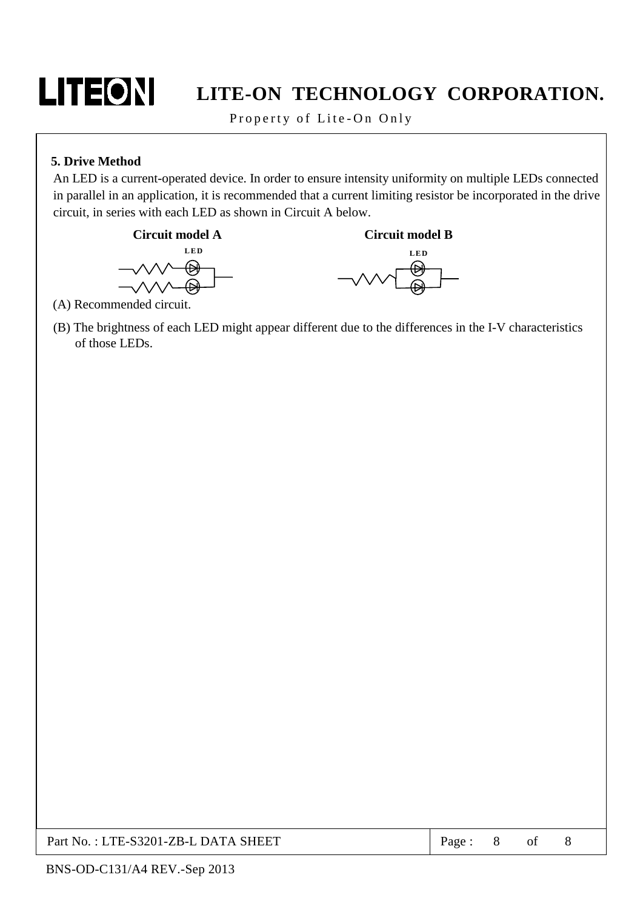### 5. Drive Method

An LED is a current-operated device. In order to ensure intensity uniformity on multiple LEDs connected in parallel in an application, it is recommended that a current limiting resistor be incorporated in the drive circuit, in series with each LED as shown in Circuit A below.

**Circuit model A**

LED

**Circuit model B**

LED

(A) Recommended circuit.

(B) The brightness of each LED might appear different due to the differences in the I-V characteristics of those LEDs.